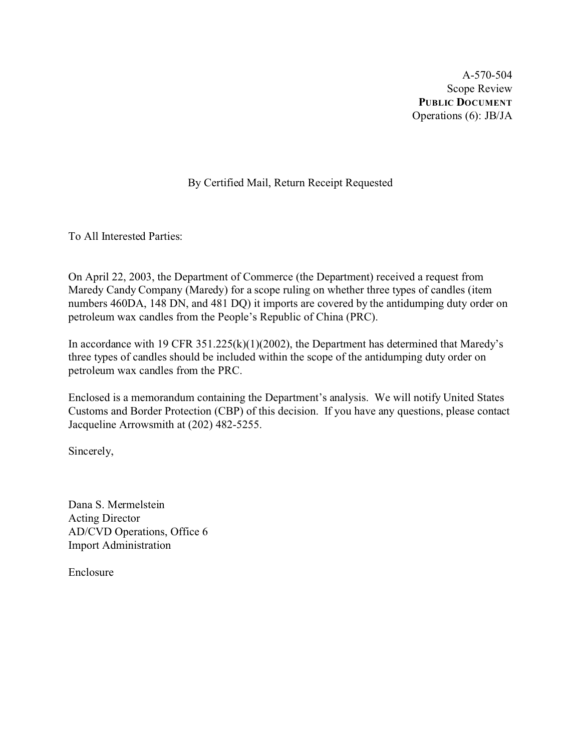A-570-504
Scope Review
**PUBLIC DOCUMENT**
Operations (6): JB/JA

By Certified Mail, Return Receipt Requested

To All Interested Parties:

On April 22, 2003, the Department of Commerce (the Department) received a request from Maredy Candy Company (Maredy) for a scope ruling on whether three types of candles (item numbers 460DA, 148 DN, and 481 DQ) it imports are covered by the antidumping duty order on petroleum wax candles from the People's Republic of China (PRC).

In accordance with 19 CFR 351.225(k)(1)(2002), the Department has determined that Maredy's three types of candles should be included within the scope of the antidumping duty order on petroleum wax candles from the PRC.

Enclosed is a memorandum containing the Department's analysis. We will notify United States Customs and Border Protection (CBP) of this decision. If you have any questions, please contact Jacqueline Arrowsmith at (202) 482-5255.

Sincerely,

Dana S. Mermelstein
Acting Director
AD/CVD Operations, Office 6
Import Administration

Enclosure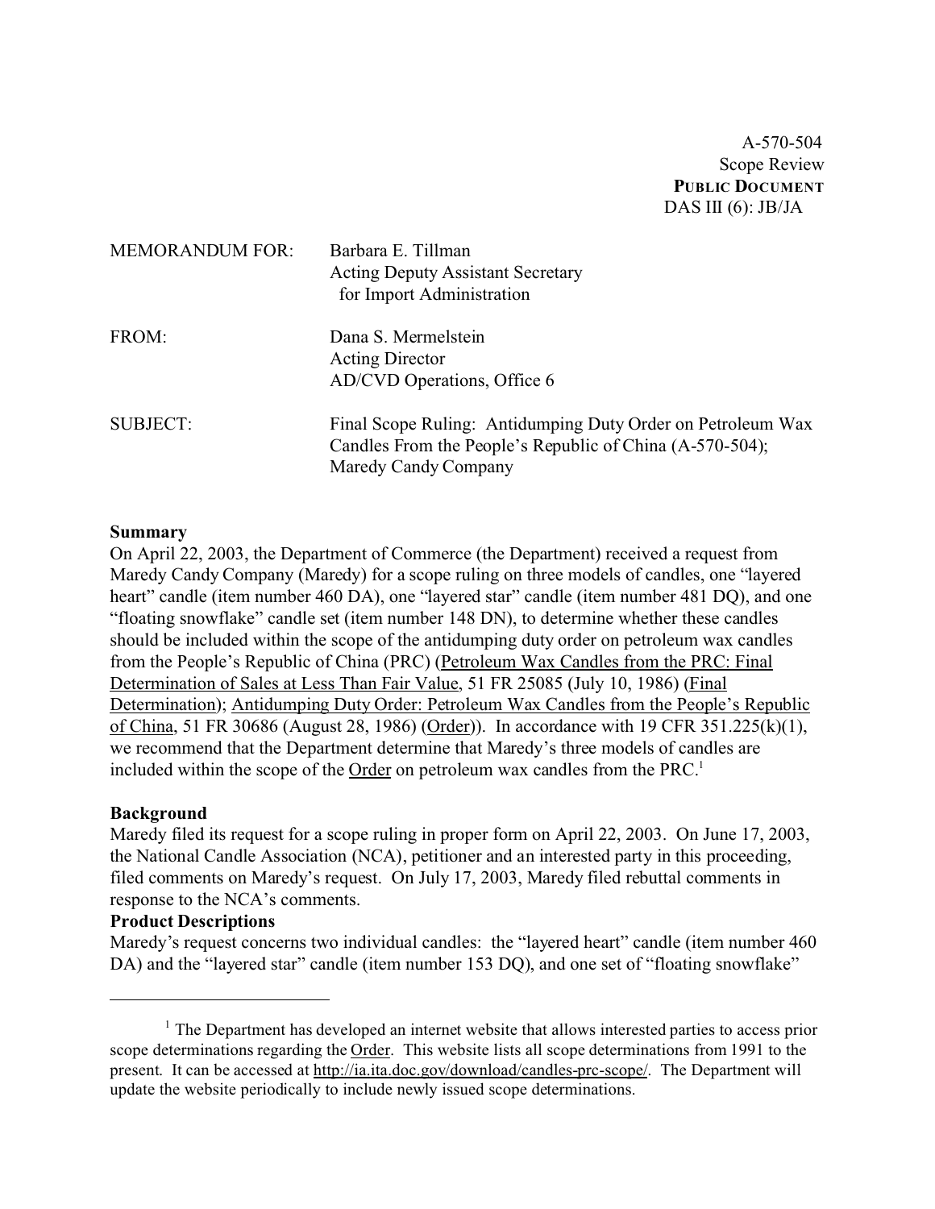A-570-504
Scope Review
**PUBLIC DOCUMENT**
DAS III (6): JB/JA

| | |
|---|---|
| MEMORANDUM FOR: | Barbara E. Tillman<br>Acting Deputy Assistant Secretary<br>for Import Administration |
| FROM: | Dana S. Mermelstein<br>Acting Director<br>AD/CVD Operations, Office 6 |
| SUBJECT: | Final Scope Ruling: Antidumping Duty Order on Petroleum Wax Candles From the People's Republic of China (A-570-504); Maredy Candy Company |

**Summary**

On April 22, 2003, the Department of Commerce (the Department) received a request from Maredy Candy Company (Maredy) for a scope ruling on three models of candles, one "layered heart" candle (item number 460 DA), one "layered star" candle (item number 481 DQ), and one "floating snowflake" candle set (item number 148 DN), to determine whether these candles should be included within the scope of the antidumping duty order on petroleum wax candles from the People's Republic of China (PRC) (Petroleum Wax Candles from the PRC: Final Determination of Sales at Less Than Fair Value, 51 FR 25085 (July 10, 1986) (Final Determination); Antidumping Duty Order: Petroleum Wax Candles from the People's Republic of China, 51 FR 30686 (August 28, 1986) (Order)). In accordance with 19 CFR 351.225(k)(1), we recommend that the Department determine that Maredy's three models of candles are included within the scope of the Order on petroleum wax candles from the PRC.[1]

**Background**

Maredy filed its request for a scope ruling in proper form on April 22, 2003. On June 17, 2003, the National Candle Association (NCA), petitioner and an interested party in this proceeding, filed comments on Maredy's request. On July 17, 2003, Maredy filed rebuttal comments in response to the NCA's comments.

**Product Descriptions**

Maredy's request concerns two individual candles: the "layered heart" candle (item number 460 DA) and the "layered star" candle (item number 153 DQ), and one set of "floating snowflake"

---

[1] The Department has developed an internet website that allows interested parties to access prior scope determinations regarding the Order. This website lists all scope determinations from 1991 to the present. It can be accessed at http://ia.ita.doc.gov/download/candles-prc-scope/. The Department will update the website periodically to include newly issued scope determinations.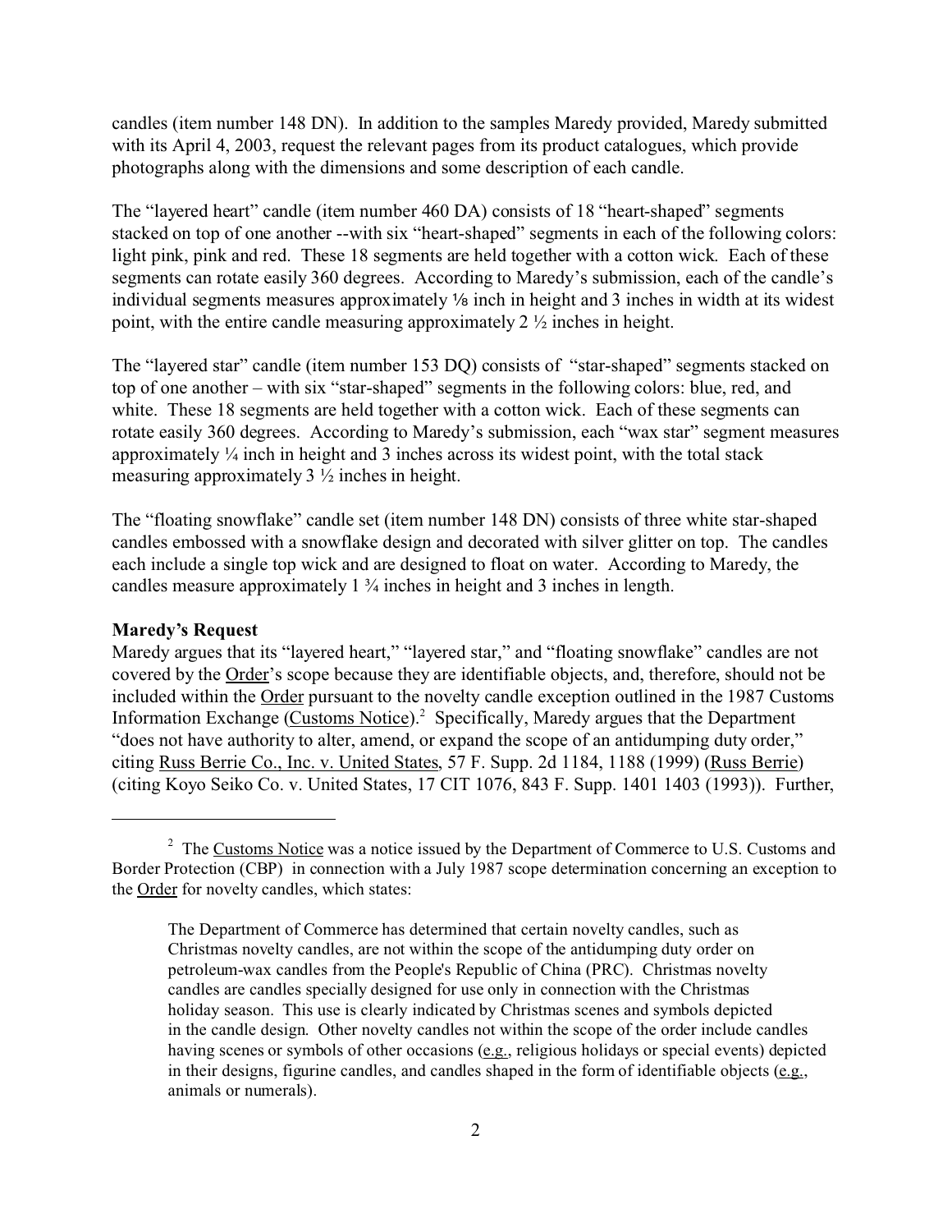candles (item number 148 DN). In addition to the samples Maredy provided, Maredy submitted with its April 4, 2003, request the relevant pages from its product catalogues, which provide photographs along with the dimensions and some description of each candle.

The "layered heart" candle (item number 460 DA) consists of 18 "heart-shaped" segments stacked on top of one another --with six "heart-shaped" segments in each of the following colors: light pink, pink and red. These 18 segments are held together with a cotton wick. Each of these segments can rotate easily 360 degrees. According to Maredy's submission, each of the candle's individual segments measures approximately ⅛ inch in height and 3 inches in width at its widest point, with the entire candle measuring approximately 2 ½ inches in height.

The "layered star" candle (item number 153 DQ) consists of "star-shaped" segments stacked on top of one another – with six "star-shaped" segments in the following colors: blue, red, and white. These 18 segments are held together with a cotton wick. Each of these segments can rotate easily 360 degrees. According to Maredy's submission, each "wax star" segment measures approximately ¼ inch in height and 3 inches across its widest point, with the total stack measuring approximately 3 ½ inches in height.

The "floating snowflake" candle set (item number 148 DN) consists of three white star-shaped candles embossed with a snowflake design and decorated with silver glitter on top. The candles each include a single top wick and are designed to float on water. According to Maredy, the candles measure approximately 1 ¾ inches in height and 3 inches in length.

**Maredy's Request**

Maredy argues that its "layered heart," "layered star," and "floating snowflake" candles are not covered by the Order's scope because they are identifiable objects, and, therefore, should not be included within the Order pursuant to the novelty candle exception outlined in the 1987 Customs Information Exchange (Customs Notice).[2] Specifically, Maredy argues that the Department "does not have authority to alter, amend, or expand the scope of an antidumping duty order," citing Russ Berrie Co., Inc. v. United States, 57 F. Supp. 2d 1184, 1188 (1999) (Russ Berrie) (citing Koyo Seiko Co. v. United States, 17 CIT 1076, 843 F. Supp. 1401 1403 (1993)). Further,

---

[2] The Customs Notice was a notice issued by the Department of Commerce to U.S. Customs and Border Protection (CBP) in connection with a July 1987 scope determination concerning an exception to the Order for novelty candles, which states:

> The Department of Commerce has determined that certain novelty candles, such as Christmas novelty candles, are not within the scope of the antidumping duty order on petroleum-wax candles from the People's Republic of China (PRC). Christmas novelty candles are candles specially designed for use only in connection with the Christmas holiday season. This use is clearly indicated by Christmas scenes and symbols depicted in the candle design. Other novelty candles not within the scope of the order include candles having scenes or symbols of other occasions (e.g., religious holidays or special events) depicted in their designs, figurine candles, and candles shaped in the form of identifiable objects (e.g., animals or numerals).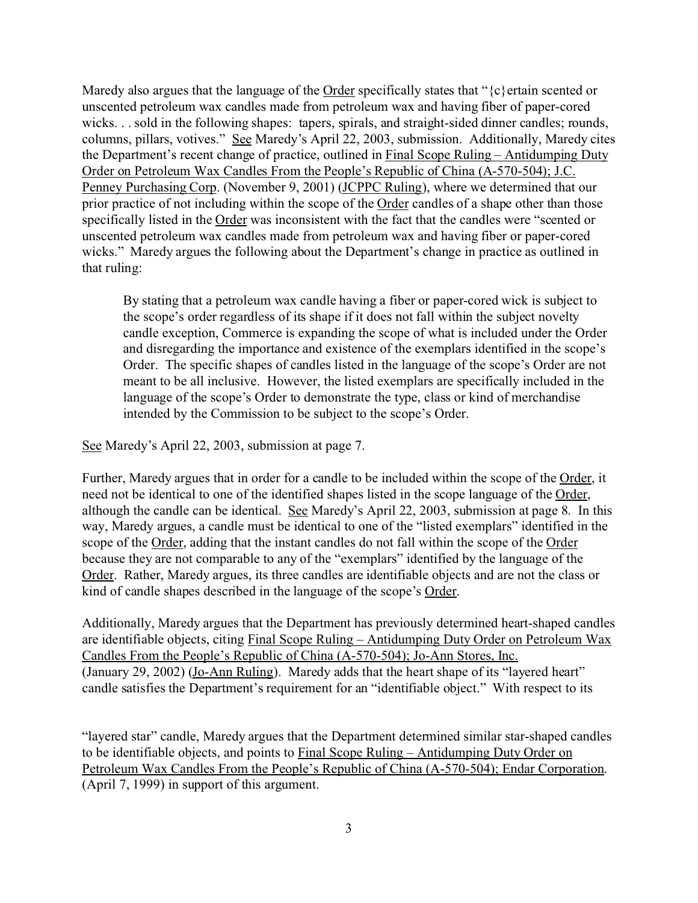Maredy also argues that the language of the Order specifically states that "{c}ertain scented or unscented petroleum wax candles made from petroleum wax and having fiber of paper-cored wicks. . . sold in the following shapes: tapers, spirals, and straight-sided dinner candles; rounds, columns, pillars, votives." See Maredy's April 22, 2003, submission. Additionally, Maredy cites the Department's recent change of practice, outlined in Final Scope Ruling – Antidumping Duty Order on Petroleum Wax Candles From the People's Republic of China (A-570-504); J.C. Penney Purchasing Corp. (November 9, 2001) (JCPPC Ruling), where we determined that our prior practice of not including within the scope of the Order candles of a shape other than those specifically listed in the Order was inconsistent with the fact that the candles were "scented or unscented petroleum wax candles made from petroleum wax and having fiber or paper-cored wicks." Maredy argues the following about the Department's change in practice as outlined in that ruling:

> By stating that a petroleum wax candle having a fiber or paper-cored wick is subject to the scope's order regardless of its shape if it does not fall within the subject novelty candle exception, Commerce is expanding the scope of what is included under the Order and disregarding the importance and existence of the exemplars identified in the scope's Order. The specific shapes of candles listed in the language of the scope's Order are not meant to be all inclusive. However, the listed exemplars are specifically included in the language of the scope's Order to demonstrate the type, class or kind of merchandise intended by the Commission to be subject to the scope's Order.

See Maredy's April 22, 2003, submission at page 7.

Further, Maredy argues that in order for a candle to be included within the scope of the Order, it need not be identical to one of the identified shapes listed in the scope language of the Order, although the candle can be identical. See Maredy's April 22, 2003, submission at page 8. In this way, Maredy argues, a candle must be identical to one of the "listed exemplars" identified in the scope of the Order, adding that the instant candles do not fall within the scope of the Order because they are not comparable to any of the "exemplars" identified by the language of the Order. Rather, Maredy argues, its three candles are identifiable objects and are not the class or kind of candle shapes described in the language of the scope's Order.

Additionally, Maredy argues that the Department has previously determined heart-shaped candles are identifiable objects, citing Final Scope Ruling – Antidumping Duty Order on Petroleum Wax Candles From the People's Republic of China (A-570-504); Jo-Ann Stores, Inc. (January 29, 2002) (Jo-Ann Ruling). Maredy adds that the heart shape of its "layered heart" candle satisfies the Department's requirement for an "identifiable object." With respect to its "layered star" candle, Maredy argues that the Department determined similar star-shaped candles to be identifiable objects, and points to Final Scope Ruling – Antidumping Duty Order on Petroleum Wax Candles From the People's Republic of China (A-570-504); Endar Corporation. (April 7, 1999) in support of this argument.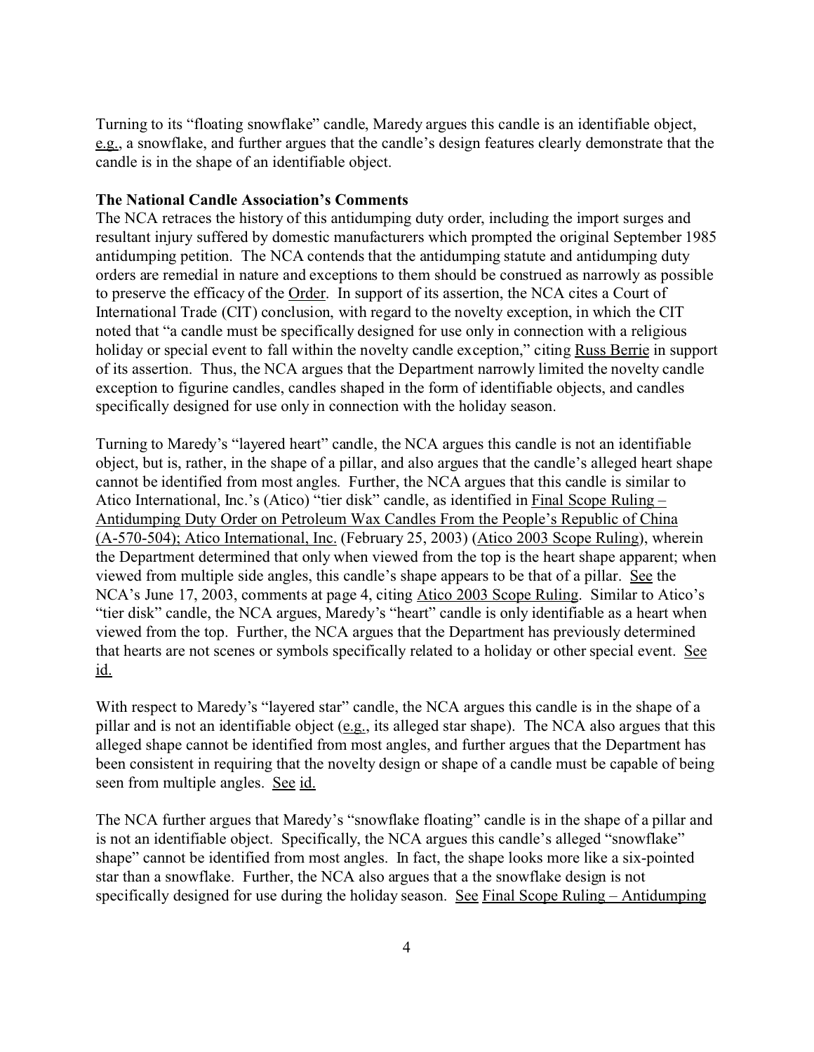Turning to its "floating snowflake" candle, Maredy argues this candle is an identifiable object, e.g., a snowflake, and further argues that the candle's design features clearly demonstrate that the candle is in the shape of an identifiable object.

**The National Candle Association's Comments**

The NCA retraces the history of this antidumping duty order, including the import surges and resultant injury suffered by domestic manufacturers which prompted the original September 1985 antidumping petition. The NCA contends that the antidumping statute and antidumping duty orders are remedial in nature and exceptions to them should be construed as narrowly as possible to preserve the efficacy of the Order. In support of its assertion, the NCA cites a Court of International Trade (CIT) conclusion, with regard to the novelty exception, in which the CIT noted that "a candle must be specifically designed for use only in connection with a religious holiday or special event to fall within the novelty candle exception," citing Russ Berrie in support of its assertion. Thus, the NCA argues that the Department narrowly limited the novelty candle exception to figurine candles, candles shaped in the form of identifiable objects, and candles specifically designed for use only in connection with the holiday season.

Turning to Maredy's "layered heart" candle, the NCA argues this candle is not an identifiable object, but is, rather, in the shape of a pillar, and also argues that the candle's alleged heart shape cannot be identified from most angles. Further, the NCA argues that this candle is similar to Atico International, Inc.'s (Atico) "tier disk" candle, as identified in Final Scope Ruling – Antidumping Duty Order on Petroleum Wax Candles From the People's Republic of China (A-570-504); Atico International, Inc. (February 25, 2003) (Atico 2003 Scope Ruling), wherein the Department determined that only when viewed from the top is the heart shape apparent; when viewed from multiple side angles, this candle's shape appears to be that of a pillar. See the NCA's June 17, 2003, comments at page 4, citing Atico 2003 Scope Ruling. Similar to Atico's "tier disk" candle, the NCA argues, Maredy's "heart" candle is only identifiable as a heart when viewed from the top. Further, the NCA argues that the Department has previously determined that hearts are not scenes or symbols specifically related to a holiday or other special event. See id.

With respect to Maredy's "layered star" candle, the NCA argues this candle is in the shape of a pillar and is not an identifiable object (e.g., its alleged star shape). The NCA also argues that this alleged shape cannot be identified from most angles, and further argues that the Department has been consistent in requiring that the novelty design or shape of a candle must be capable of being seen from multiple angles. See id.

The NCA further argues that Maredy's "snowflake floating" candle is in the shape of a pillar and is not an identifiable object. Specifically, the NCA argues this candle's alleged "snowflake" shape" cannot be identified from most angles. In fact, the shape looks more like a six-pointed star than a snowflake. Further, the NCA also argues that a the snowflake design is not specifically designed for use during the holiday season. See Final Scope Ruling – Antidumping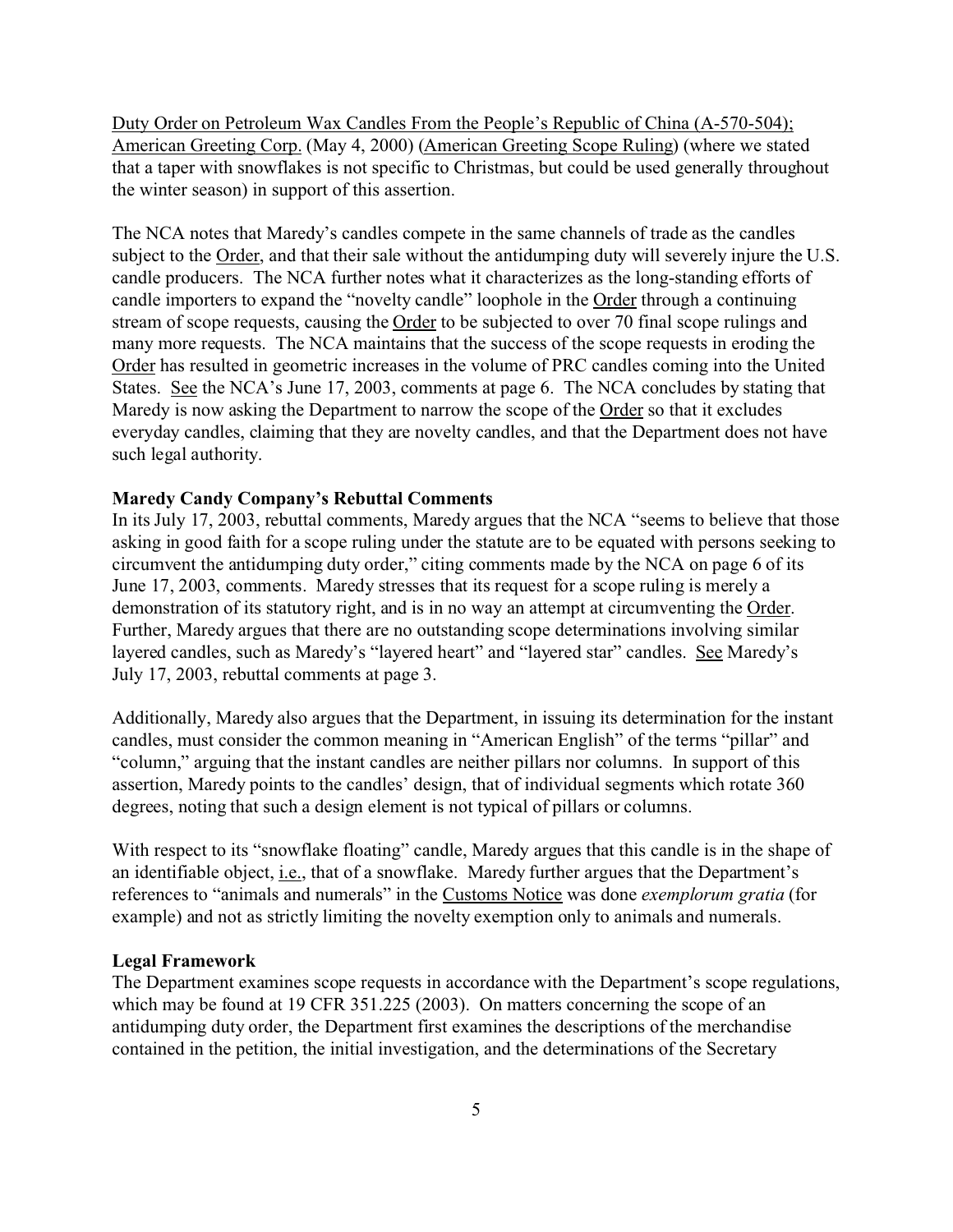Duty Order on Petroleum Wax Candles From the People's Republic of China (A-570-504); American Greeting Corp. (May 4, 2000) (American Greeting Scope Ruling) (where we stated that a taper with snowflakes is not specific to Christmas, but could be used generally throughout the winter season) in support of this assertion.

The NCA notes that Maredy's candles compete in the same channels of trade as the candles subject to the Order, and that their sale without the antidumping duty will severely injure the U.S. candle producers. The NCA further notes what it characterizes as the long-standing efforts of candle importers to expand the "novelty candle" loophole in the Order through a continuing stream of scope requests, causing the Order to be subjected to over 70 final scope rulings and many more requests. The NCA maintains that the success of the scope requests in eroding the Order has resulted in geometric increases in the volume of PRC candles coming into the United States. See the NCA's June 17, 2003, comments at page 6. The NCA concludes by stating that Maredy is now asking the Department to narrow the scope of the Order so that it excludes everyday candles, claiming that they are novelty candles, and that the Department does not have such legal authority.

**Maredy Candy Company's Rebuttal Comments**

In its July 17, 2003, rebuttal comments, Maredy argues that the NCA "seems to believe that those asking in good faith for a scope ruling under the statute are to be equated with persons seeking to circumvent the antidumping duty order," citing comments made by the NCA on page 6 of its June 17, 2003, comments. Maredy stresses that its request for a scope ruling is merely a demonstration of its statutory right, and is in no way an attempt at circumventing the Order. Further, Maredy argues that there are no outstanding scope determinations involving similar layered candles, such as Maredy's "layered heart" and "layered star" candles. See Maredy's July 17, 2003, rebuttal comments at page 3.

Additionally, Maredy also argues that the Department, in issuing its determination for the instant candles, must consider the common meaning in "American English" of the terms "pillar" and "column," arguing that the instant candles are neither pillars nor columns. In support of this assertion, Maredy points to the candles' design, that of individual segments which rotate 360 degrees, noting that such a design element is not typical of pillars or columns.

With respect to its "snowflake floating" candle, Maredy argues that this candle is in the shape of an identifiable object, i.e., that of a snowflake. Maredy further argues that the Department's references to "animals and numerals" in the Customs Notice was done *exemplorum gratia* (for example) and not as strictly limiting the novelty exemption only to animals and numerals.

**Legal Framework**

The Department examines scope requests in accordance with the Department's scope regulations, which may be found at 19 CFR 351.225 (2003). On matters concerning the scope of an antidumping duty order, the Department first examines the descriptions of the merchandise contained in the petition, the initial investigation, and the determinations of the Secretary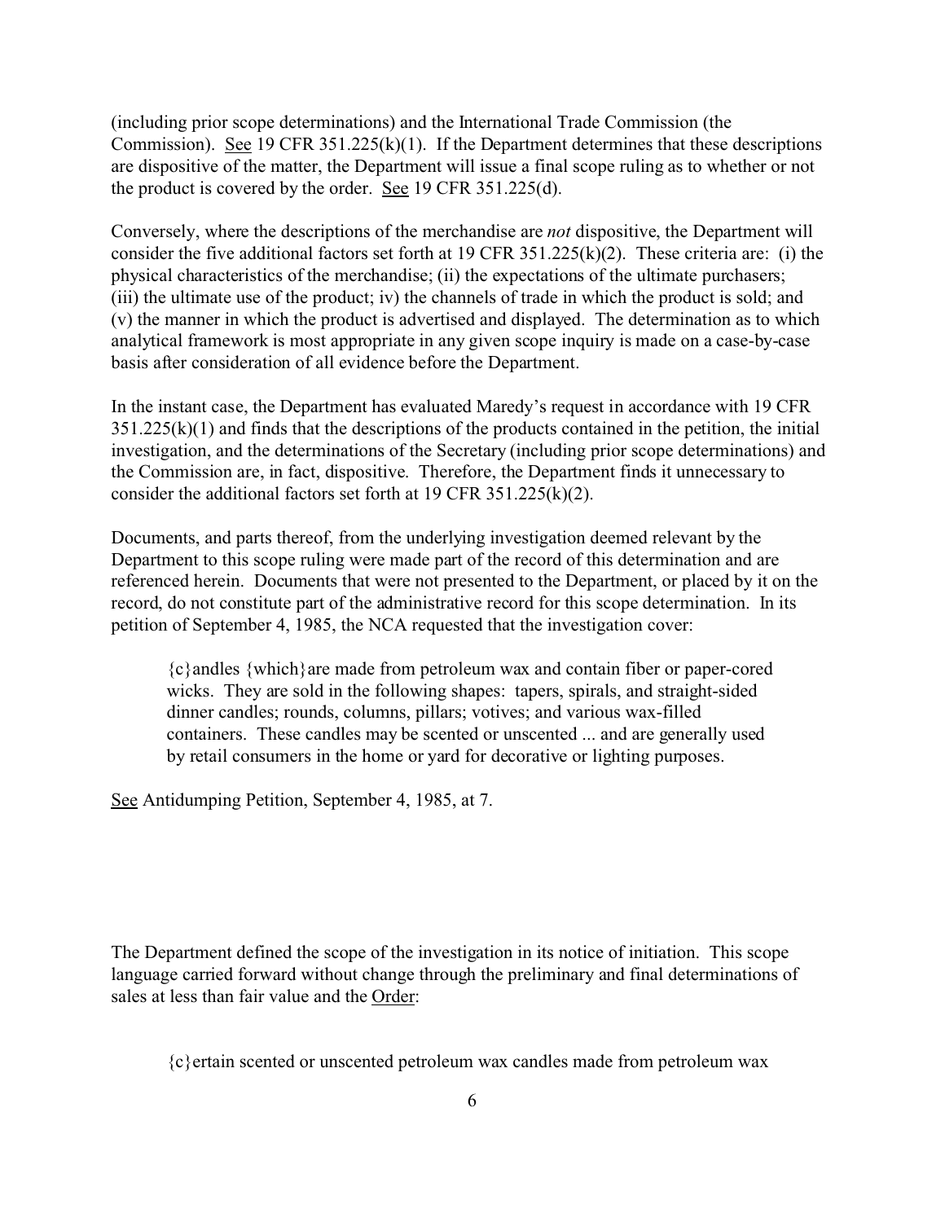(including prior scope determinations) and the International Trade Commission (the Commission). See 19 CFR 351.225(k)(1). If the Department determines that these descriptions are dispositive of the matter, the Department will issue a final scope ruling as to whether or not the product is covered by the order. See 19 CFR 351.225(d).

Conversely, where the descriptions of the merchandise are *not* dispositive, the Department will consider the five additional factors set forth at 19 CFR 351.225(k)(2). These criteria are: (i) the physical characteristics of the merchandise; (ii) the expectations of the ultimate purchasers; (iii) the ultimate use of the product; iv) the channels of trade in which the product is sold; and (v) the manner in which the product is advertised and displayed. The determination as to which analytical framework is most appropriate in any given scope inquiry is made on a case-by-case basis after consideration of all evidence before the Department.

In the instant case, the Department has evaluated Maredy's request in accordance with 19 CFR 351.225(k)(1) and finds that the descriptions of the products contained in the petition, the initial investigation, and the determinations of the Secretary (including prior scope determinations) and the Commission are, in fact, dispositive. Therefore, the Department finds it unnecessary to consider the additional factors set forth at 19 CFR 351.225(k)(2).

Documents, and parts thereof, from the underlying investigation deemed relevant by the Department to this scope ruling were made part of the record of this determination and are referenced herein. Documents that were not presented to the Department, or placed by it on the record, do not constitute part of the administrative record for this scope determination. In its petition of September 4, 1985, the NCA requested that the investigation cover:

> {c}andles {which}are made from petroleum wax and contain fiber or paper-cored wicks. They are sold in the following shapes: tapers, spirals, and straight-sided dinner candles; rounds, columns, pillars; votives; and various wax-filled containers. These candles may be scented or unscented ... and are generally used by retail consumers in the home or yard for decorative or lighting purposes.

See Antidumping Petition, September 4, 1985, at 7.

The Department defined the scope of the investigation in its notice of initiation. This scope language carried forward without change through the preliminary and final determinations of sales at less than fair value and the Order:

> {c}ertain scented or unscented petroleum wax candles made from petroleum wax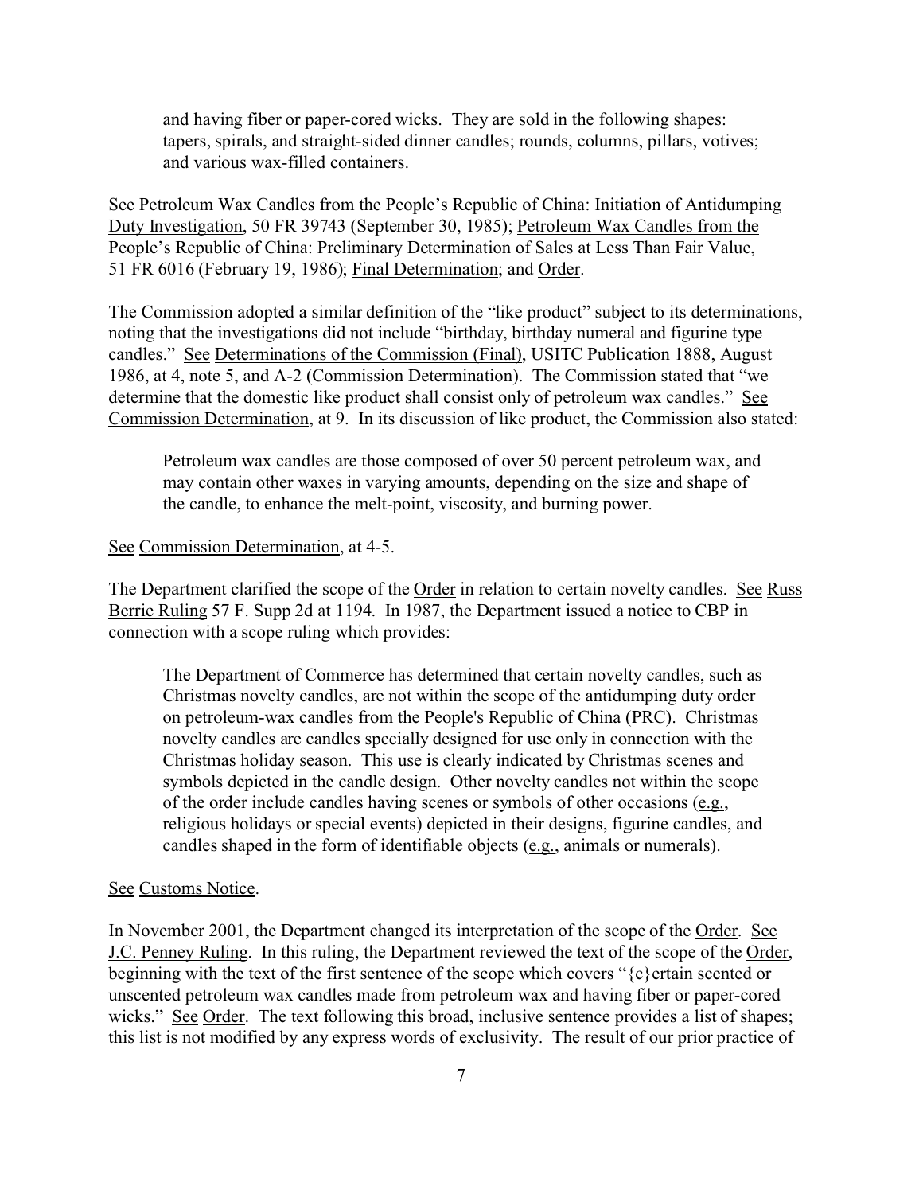> and having fiber or paper-cored wicks. They are sold in the following shapes: tapers, spirals, and straight-sided dinner candles; rounds, columns, pillars, votives; and various wax-filled containers.

See Petroleum Wax Candles from the People's Republic of China: Initiation of Antidumping Duty Investigation, 50 FR 39743 (September 30, 1985); Petroleum Wax Candles from the People's Republic of China: Preliminary Determination of Sales at Less Than Fair Value, 51 FR 6016 (February 19, 1986); Final Determination; and Order.

The Commission adopted a similar definition of the "like product" subject to its determinations, noting that the investigations did not include "birthday, birthday numeral and figurine type candles." See Determinations of the Commission (Final), USITC Publication 1888, August 1986, at 4, note 5, and A-2 (Commission Determination). The Commission stated that "we determine that the domestic like product shall consist only of petroleum wax candles." See Commission Determination, at 9. In its discussion of like product, the Commission also stated:

> Petroleum wax candles are those composed of over 50 percent petroleum wax, and may contain other waxes in varying amounts, depending on the size and shape of the candle, to enhance the melt-point, viscosity, and burning power.

See Commission Determination, at 4-5.

The Department clarified the scope of the Order in relation to certain novelty candles. See Russ Berrie Ruling 57 F. Supp 2d at 1194. In 1987, the Department issued a notice to CBP in connection with a scope ruling which provides:

> The Department of Commerce has determined that certain novelty candles, such as Christmas novelty candles, are not within the scope of the antidumping duty order on petroleum-wax candles from the People's Republic of China (PRC). Christmas novelty candles are candles specially designed for use only in connection with the Christmas holiday season. This use is clearly indicated by Christmas scenes and symbols depicted in the candle design. Other novelty candles not within the scope of the order include candles having scenes or symbols of other occasions (e.g., religious holidays or special events) depicted in their designs, figurine candles, and candles shaped in the form of identifiable objects (e.g., animals or numerals).

See Customs Notice.

In November 2001, the Department changed its interpretation of the scope of the Order. See J.C. Penney Ruling. In this ruling, the Department reviewed the text of the scope of the Order, beginning with the text of the first sentence of the scope which covers "{c}ertain scented or unscented petroleum wax candles made from petroleum wax and having fiber or paper-cored wicks." See Order. The text following this broad, inclusive sentence provides a list of shapes; this list is not modified by any express words of exclusivity. The result of our prior practice of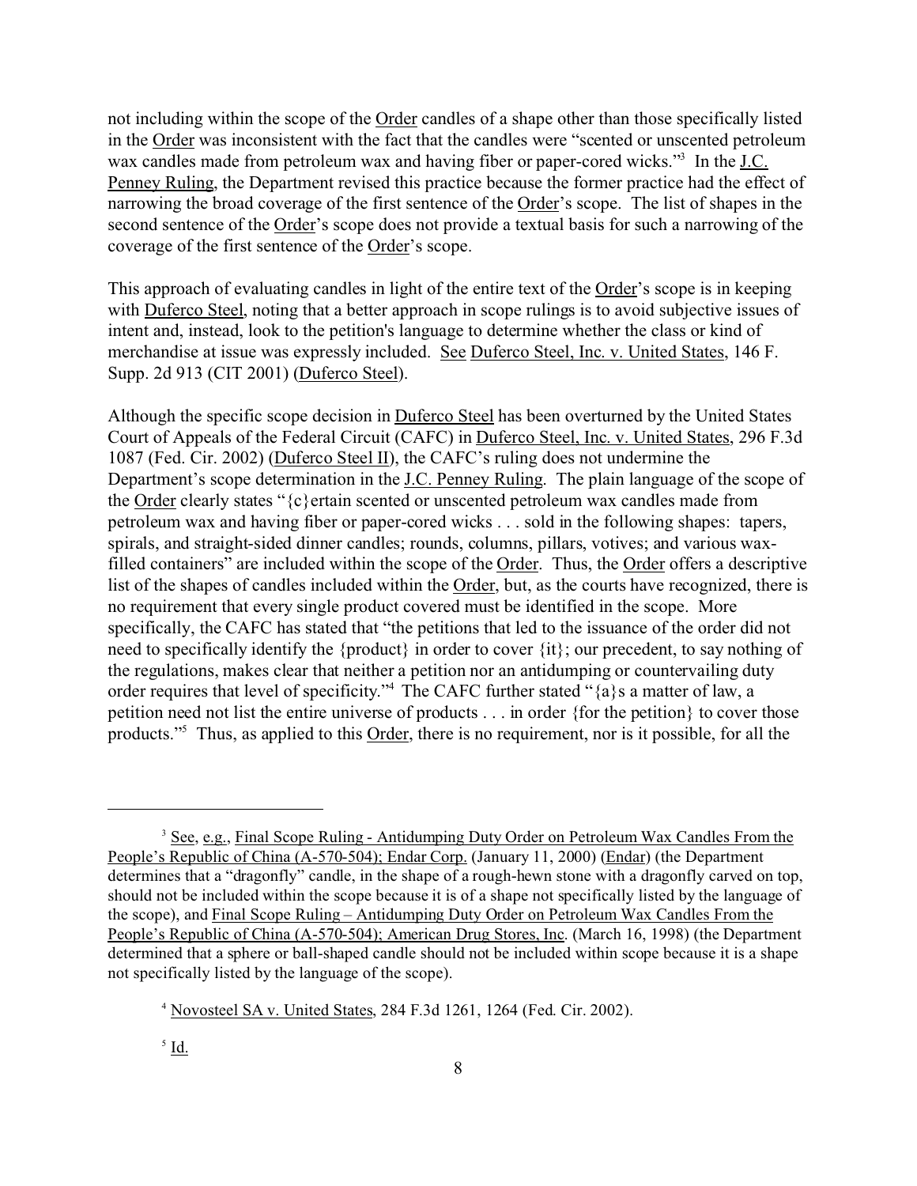not including within the scope of the Order candles of a shape other than those specifically listed in the Order was inconsistent with the fact that the candles were "scented or unscented petroleum wax candles made from petroleum wax and having fiber or paper-cored wicks."[3] In the J.C. Penney Ruling, the Department revised this practice because the former practice had the effect of narrowing the broad coverage of the first sentence of the Order's scope. The list of shapes in the second sentence of the Order's scope does not provide a textual basis for such a narrowing of the coverage of the first sentence of the Order's scope.

This approach of evaluating candles in light of the entire text of the Order's scope is in keeping with Duferco Steel, noting that a better approach in scope rulings is to avoid subjective issues of intent and, instead, look to the petition's language to determine whether the class or kind of merchandise at issue was expressly included. See Duferco Steel, Inc. v. United States, 146 F. Supp. 2d 913 (CIT 2001) (Duferco Steel).

Although the specific scope decision in Duferco Steel has been overturned by the United States Court of Appeals of the Federal Circuit (CAFC) in Duferco Steel, Inc. v. United States, 296 F.3d 1087 (Fed. Cir. 2002) (Duferco Steel II), the CAFC's ruling does not undermine the Department's scope determination in the J.C. Penney Ruling. The plain language of the scope of the Order clearly states "{c}ertain scented or unscented petroleum wax candles made from petroleum wax and having fiber or paper-cored wicks . . . sold in the following shapes: tapers, spirals, and straight-sided dinner candles; rounds, columns, pillars, votives; and various wax-filled containers" are included within the scope of the Order. Thus, the Order offers a descriptive list of the shapes of candles included within the Order, but, as the courts have recognized, there is no requirement that every single product covered must be identified in the scope. More specifically, the CAFC has stated that "the petitions that led to the issuance of the order did not need to specifically identify the {product} in order to cover {it}; our precedent, to say nothing of the regulations, makes clear that neither a petition nor an antidumping or countervailing duty order requires that level of specificity."[4] The CAFC further stated "{a}s a matter of law, a petition need not list the entire universe of products . . . in order {for the petition} to cover those products."[5] Thus, as applied to this Order, there is no requirement, nor is it possible, for all the

---

[3] See, e.g., Final Scope Ruling - Antidumping Duty Order on Petroleum Wax Candles From the People's Republic of China (A-570-504); Endar Corp. (January 11, 2000) (Endar) (the Department determines that a "dragonfly" candle, in the shape of a rough-hewn stone with a dragonfly carved on top, should not be included within the scope because it is of a shape not specifically listed by the language of the scope), and Final Scope Ruling – Antidumping Duty Order on Petroleum Wax Candles From the People's Republic of China (A-570-504); American Drug Stores, Inc. (March 16, 1998) (the Department determined that a sphere or ball-shaped candle should not be included within scope because it is a shape not specifically listed by the language of the scope).

[4] Novosteel SA v. United States, 284 F.3d 1261, 1264 (Fed. Cir. 2002).

[5] Id.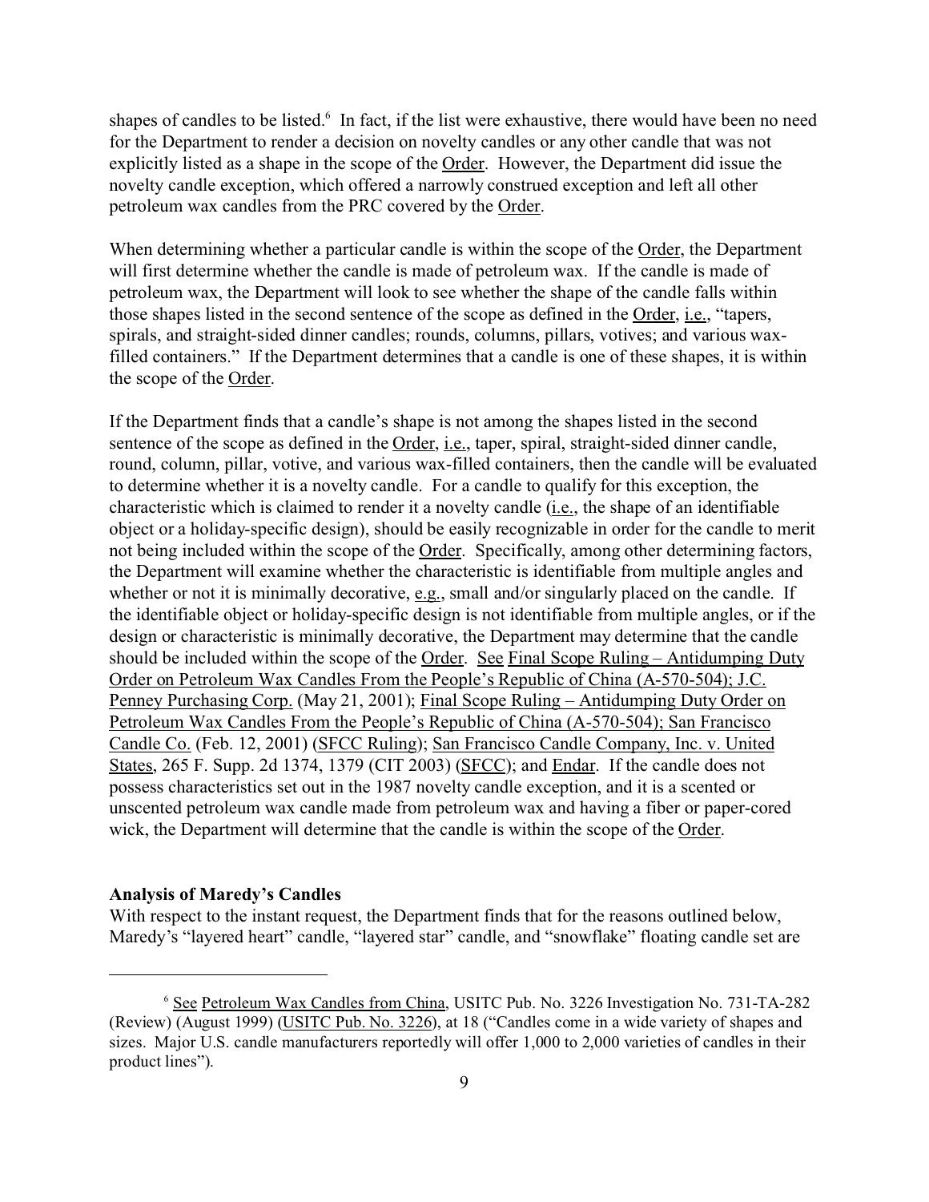shapes of candles to be listed.[6] In fact, if the list were exhaustive, there would have been no need for the Department to render a decision on novelty candles or any other candle that was not explicitly listed as a shape in the scope of the Order. However, the Department did issue the novelty candle exception, which offered a narrowly construed exception and left all other petroleum wax candles from the PRC covered by the Order.

When determining whether a particular candle is within the scope of the Order, the Department will first determine whether the candle is made of petroleum wax. If the candle is made of petroleum wax, the Department will look to see whether the shape of the candle falls within those shapes listed in the second sentence of the scope as defined in the Order, i.e., "tapers, spirals, and straight-sided dinner candles; rounds, columns, pillars, votives; and various wax-filled containers." If the Department determines that a candle is one of these shapes, it is within the scope of the Order.

If the Department finds that a candle's shape is not among the shapes listed in the second sentence of the scope as defined in the Order, i.e., taper, spiral, straight-sided dinner candle, round, column, pillar, votive, and various wax-filled containers, then the candle will be evaluated to determine whether it is a novelty candle. For a candle to qualify for this exception, the characteristic which is claimed to render it a novelty candle (i.e., the shape of an identifiable object or a holiday-specific design), should be easily recognizable in order for the candle to merit not being included within the scope of the Order. Specifically, among other determining factors, the Department will examine whether the characteristic is identifiable from multiple angles and whether or not it is minimally decorative, e.g., small and/or singularly placed on the candle. If the identifiable object or holiday-specific design is not identifiable from multiple angles, or if the design or characteristic is minimally decorative, the Department may determine that the candle should be included within the scope of the Order. See Final Scope Ruling – Antidumping Duty Order on Petroleum Wax Candles From the People's Republic of China (A-570-504); J.C. Penney Purchasing Corp. (May 21, 2001); Final Scope Ruling – Antidumping Duty Order on Petroleum Wax Candles From the People's Republic of China (A-570-504); San Francisco Candle Co. (Feb. 12, 2001) (SFCC Ruling); San Francisco Candle Company, Inc. v. United States, 265 F. Supp. 2d 1374, 1379 (CIT 2003) (SFCC); and Endar. If the candle does not possess characteristics set out in the 1987 novelty candle exception, and it is a scented or unscented petroleum wax candle made from petroleum wax and having a fiber or paper-cored wick, the Department will determine that the candle is within the scope of the Order.

**Analysis of Maredy's Candles**

With respect to the instant request, the Department finds that for the reasons outlined below, Maredy's "layered heart" candle, "layered star" candle, and "snowflake" floating candle set are

---

[6] See Petroleum Wax Candles from China, USITC Pub. No. 3226 Investigation No. 731-TA-282 (Review) (August 1999) (USITC Pub. No. 3226), at 18 ("Candles come in a wide variety of shapes and sizes. Major U.S. candle manufacturers reportedly will offer 1,000 to 2,000 varieties of candles in their product lines").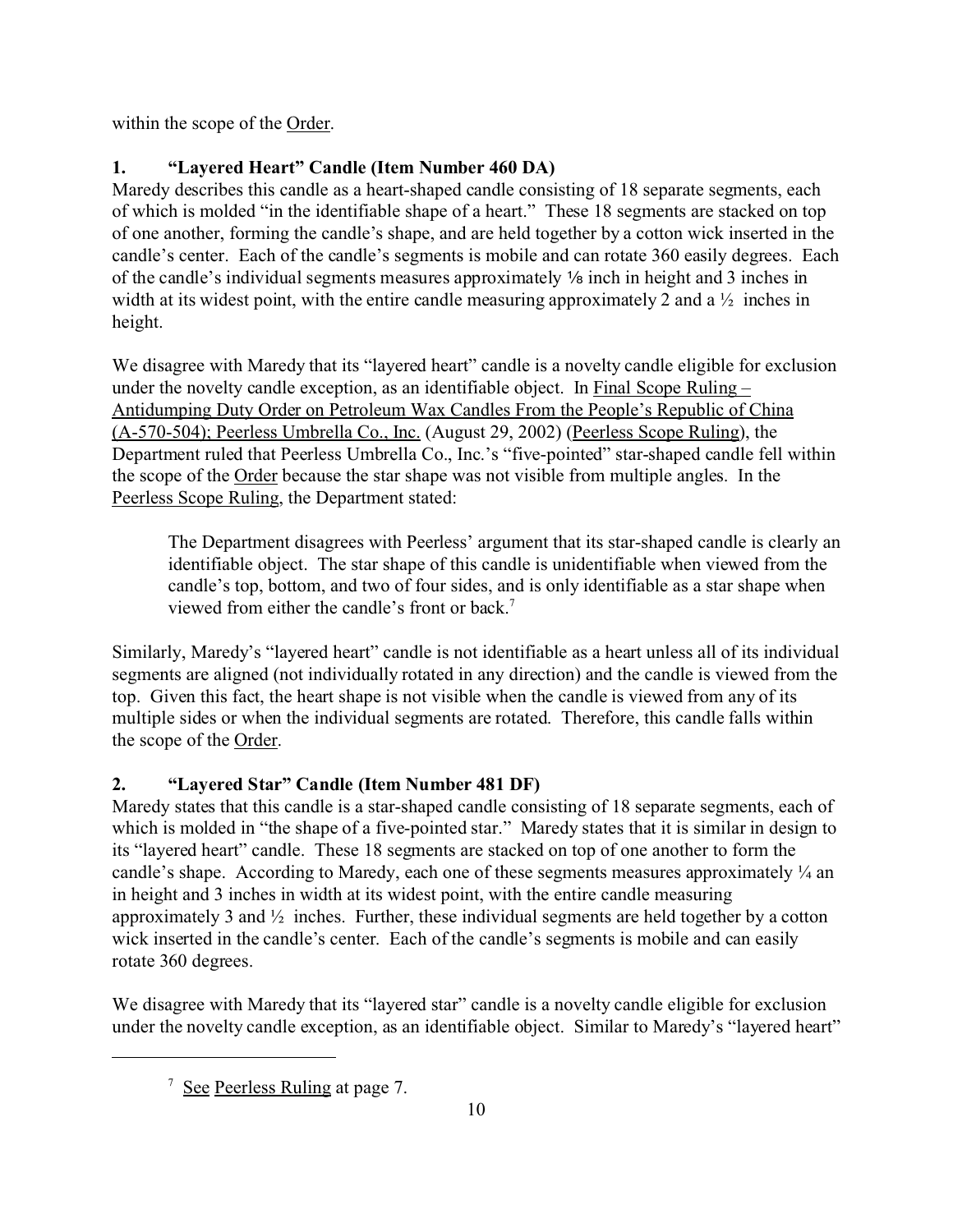within the scope of the Order.

### 1. "Layered Heart" Candle (Item Number 460 DA)

Maredy describes this candle as a heart-shaped candle consisting of 18 separate segments, each of which is molded "in the identifiable shape of a heart." These 18 segments are stacked on top of one another, forming the candle's shape, and are held together by a cotton wick inserted in the candle's center. Each of the candle's segments is mobile and can rotate 360 easily degrees. Each of the candle's individual segments measures approximately ⅛ inch in height and 3 inches in width at its widest point, with the entire candle measuring approximately 2 and a ½ inches in height.

We disagree with Maredy that its "layered heart" candle is a novelty candle eligible for exclusion under the novelty candle exception, as an identifiable object. In Final Scope Ruling – Antidumping Duty Order on Petroleum Wax Candles From the People's Republic of China (A-570-504); Peerless Umbrella Co., Inc. (August 29, 2002) (Peerless Scope Ruling), the Department ruled that Peerless Umbrella Co., Inc.'s "five-pointed" star-shaped candle fell within the scope of the Order because the star shape was not visible from multiple angles. In the Peerless Scope Ruling, the Department stated:

> The Department disagrees with Peerless' argument that its star-shaped candle is clearly an identifiable object. The star shape of this candle is unidentifiable when viewed from the candle's top, bottom, and two of four sides, and is only identifiable as a star shape when viewed from either the candle's front or back.[7]

Similarly, Maredy's "layered heart" candle is not identifiable as a heart unless all of its individual segments are aligned (not individually rotated in any direction) and the candle is viewed from the top. Given this fact, the heart shape is not visible when the candle is viewed from any of its multiple sides or when the individual segments are rotated. Therefore, this candle falls within the scope of the Order.

### 2. "Layered Star" Candle (Item Number 481 DF)

Maredy states that this candle is a star-shaped candle consisting of 18 separate segments, each of which is molded in "the shape of a five-pointed star." Maredy states that it is similar in design to its "layered heart" candle. These 18 segments are stacked on top of one another to form the candle's shape. According to Maredy, each one of these segments measures approximately ¼ an in height and 3 inches in width at its widest point, with the entire candle measuring approximately 3 and ½ inches. Further, these individual segments are held together by a cotton wick inserted in the candle's center. Each of the candle's segments is mobile and can easily rotate 360 degrees.

We disagree with Maredy that its "layered star" candle is a novelty candle eligible for exclusion under the novelty candle exception, as an identifiable object. Similar to Maredy's "layered heart"

---

[7] See Peerless Ruling at page 7.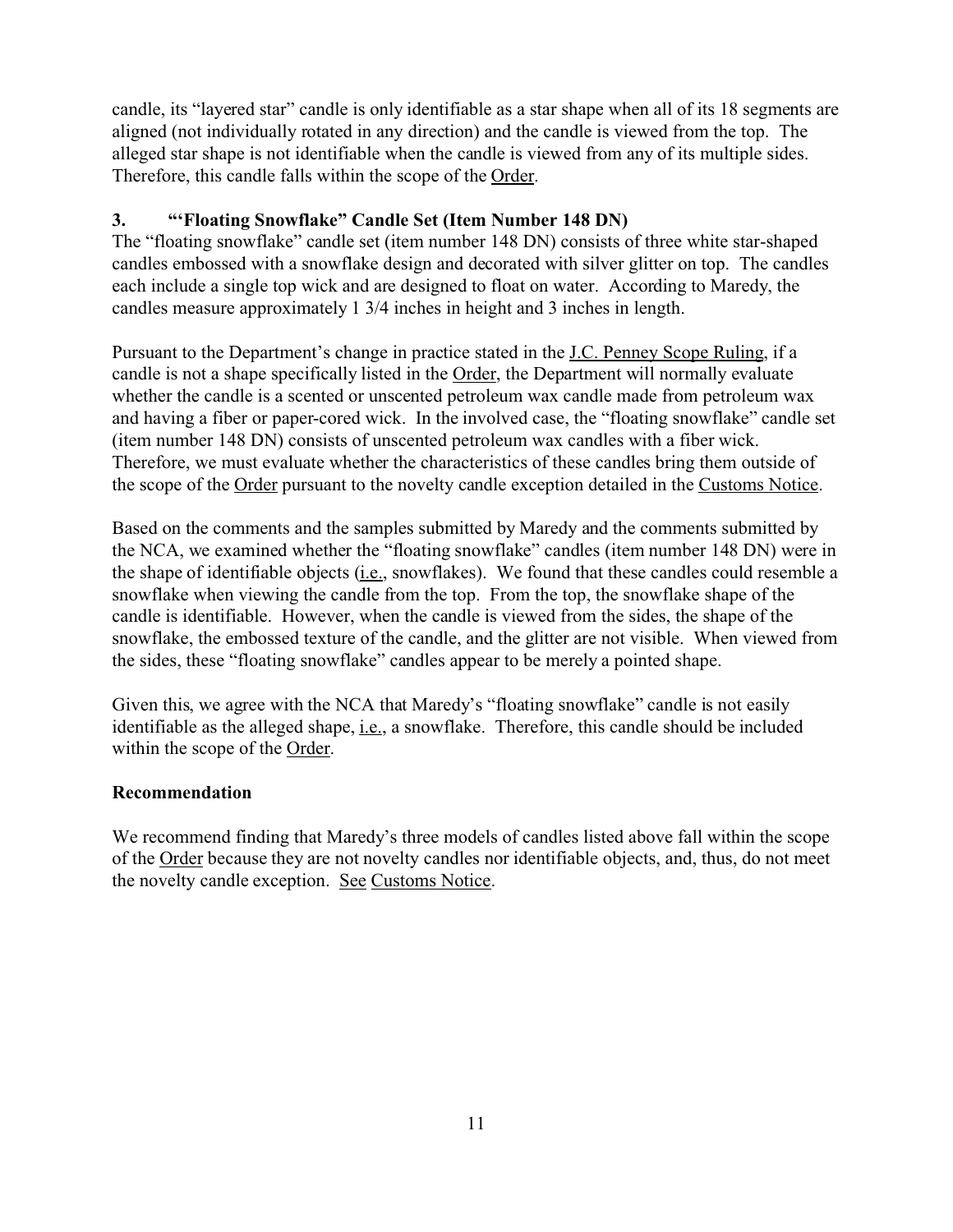candle, its "layered star" candle is only identifiable as a star shape when all of its 18 segments are aligned (not individually rotated in any direction) and the candle is viewed from the top. The alleged star shape is not identifiable when the candle is viewed from any of its multiple sides. Therefore, this candle falls within the scope of the Order.

### 3. "'Floating Snowflake" Candle Set (Item Number 148 DN)

The "floating snowflake" candle set (item number 148 DN) consists of three white star-shaped candles embossed with a snowflake design and decorated with silver glitter on top. The candles each include a single top wick and are designed to float on water. According to Maredy, the candles measure approximately 1 3/4 inches in height and 3 inches in length.

Pursuant to the Department's change in practice stated in the J.C. Penney Scope Ruling, if a candle is not a shape specifically listed in the Order, the Department will normally evaluate whether the candle is a scented or unscented petroleum wax candle made from petroleum wax and having a fiber or paper-cored wick. In the involved case, the "floating snowflake" candle set (item number 148 DN) consists of unscented petroleum wax candles with a fiber wick. Therefore, we must evaluate whether the characteristics of these candles bring them outside of the scope of the Order pursuant to the novelty candle exception detailed in the Customs Notice.

Based on the comments and the samples submitted by Maredy and the comments submitted by the NCA, we examined whether the "floating snowflake" candles (item number 148 DN) were in the shape of identifiable objects (i.e., snowflakes). We found that these candles could resemble a snowflake when viewing the candle from the top. From the top, the snowflake shape of the candle is identifiable. However, when the candle is viewed from the sides, the shape of the snowflake, the embossed texture of the candle, and the glitter are not visible. When viewed from the sides, these "floating snowflake" candles appear to be merely a pointed shape.

Given this, we agree with the NCA that Maredy's "floating snowflake" candle is not easily identifiable as the alleged shape, i.e., a snowflake. Therefore, this candle should be included within the scope of the Order.

### Recommendation

We recommend finding that Maredy's three models of candles listed above fall within the scope of the Order because they are not novelty candles nor identifiable objects, and, thus, do not meet the novelty candle exception. See Customs Notice.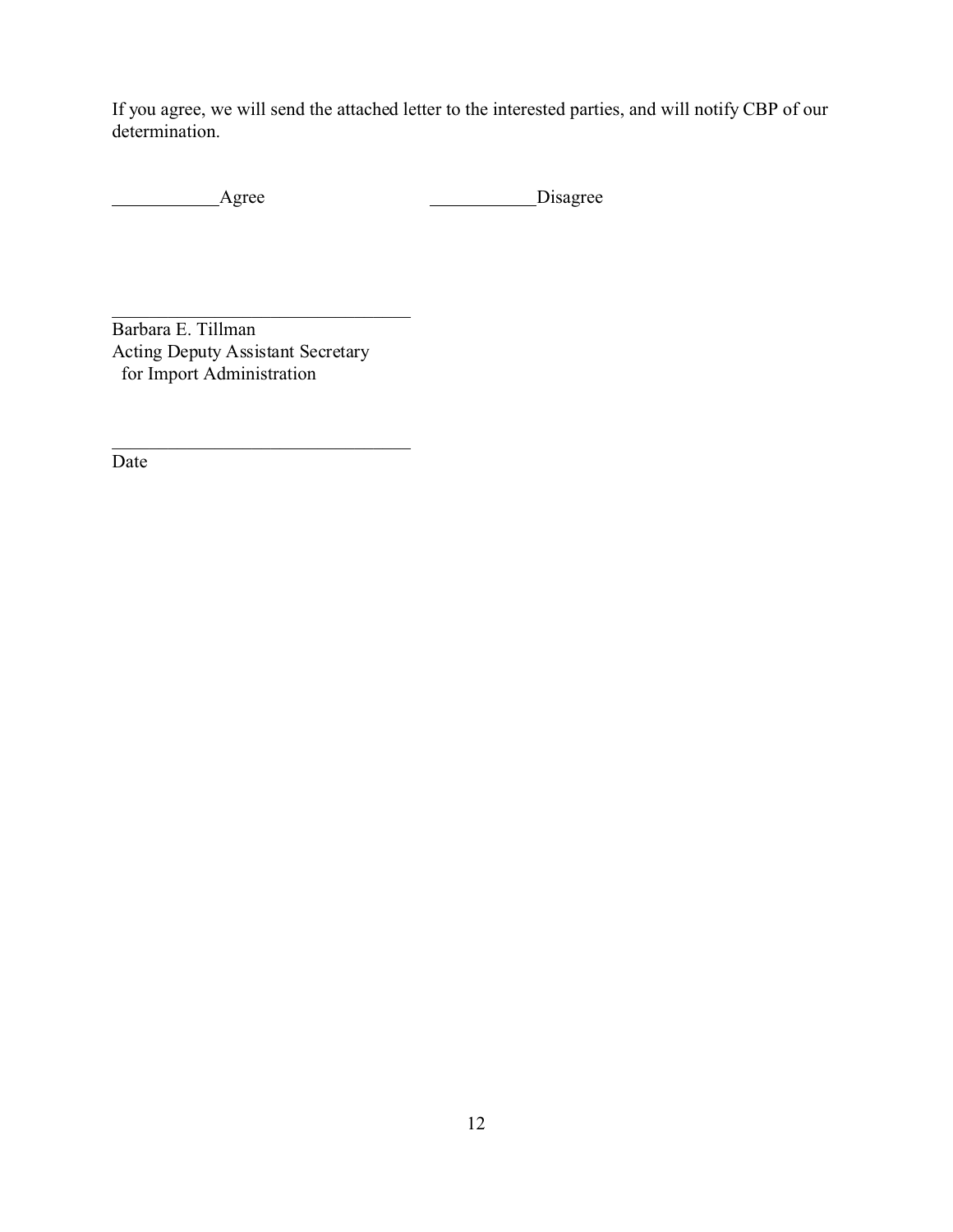If you agree, we will send the attached letter to the interested parties, and will notify CBP of our determination.

\_\_\_\_\_\_\_\_\_\_\_\_Agree                    \_\_\_\_\_\_\_\_\_\_\_\_Disagree

\_\_\_\_\_\_\_\_\_\_\_\_\_\_\_\_\_\_\_\_\_\_\_\_\_\_\_\_\_\_\_\_\_\_

Barbara E. Tillman
Acting Deputy Assistant Secretary
for Import Administration

\_\_\_\_\_\_\_\_\_\_\_\_\_\_\_\_\_\_\_\_\_\_\_\_\_\_\_\_\_\_\_\_\_\_

Date